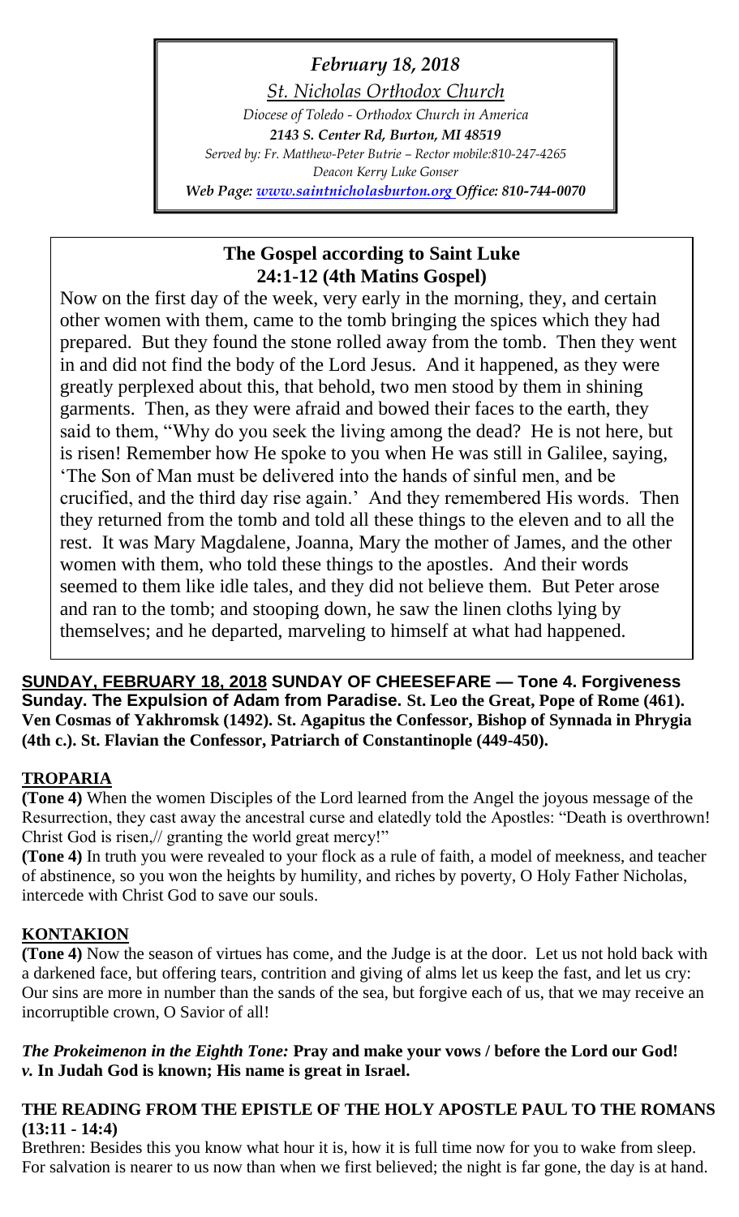*February 18, 2018*

*St. Nicholas Orthodox Church*

*Diocese of Toledo - Orthodox Church in America*

***2143 S. Center Rd, Burton, MI 48519***

*Served by: Fr. Matthew-Peter Butrie – Rector mobile:810-247-4265*

*Deacon Kerry Luke Gonser*

***Web Page:*** *www.saintnicholasburton.org* ***Office: 810-744-0070***

## The Gospel according to Saint Luke 24:1-12 (4th Matins Gospel)

Now on the first day of the week, very early in the morning, they, and certain other women with them, came to the tomb bringing the spices which they had prepared. But they found the stone rolled away from the tomb. Then they went in and did not find the body of the Lord Jesus. And it happened, as they were greatly perplexed about this, that behold, two men stood by them in shining garments. Then, as they were afraid and bowed their faces to the earth, they said to them, "Why do you seek the living among the dead? He is not here, but is risen! Remember how He spoke to you when He was still in Galilee, saying, 'The Son of Man must be delivered into the hands of sinful men, and be crucified, and the third day rise again.' And they remembered His words. Then they returned from the tomb and told all these things to the eleven and to all the rest. It was Mary Magdalene, Joanna, Mary the mother of James, and the other women with them, who told these things to the apostles. And their words seemed to them like idle tales, and they did not believe them. But Peter arose and ran to the tomb; and stooping down, he saw the linen cloths lying by themselves; and he departed, marveling to himself at what had happened.

**SUNDAY, FEBRUARY 18, 2018 SUNDAY OF CHEESEFARE — Tone 4. Forgiveness Sunday. The Expulsion of Adam from Paradise. St. Leo the Great, Pope of Rome (461). Ven Cosmas of Yakhromsk (1492). St. Agapitus the Confessor, Bishop of Synnada in Phrygia (4th c.). St. Flavian the Confessor, Patriarch of Constantinople (449-450).**

### TROPARIA

**(Tone 4)** When the women Disciples of the Lord learned from the Angel the joyous message of the Resurrection, they cast away the ancestral curse and elatedly told the Apostles: "Death is overthrown! Christ God is risen,// granting the world great mercy!"

**(Tone 4)** In truth you were revealed to your flock as a rule of faith, a model of meekness, and teacher of abstinence, so you won the heights by humility, and riches by poverty, O Holy Father Nicholas, intercede with Christ God to save our souls.

### KONTAKION

**(Tone 4)** Now the season of virtues has come, and the Judge is at the door. Let us not hold back with a darkened face, but offering tears, contrition and giving of alms let us keep the fast, and let us cry: Our sins are more in number than the sands of the sea, but forgive each of us, that we may receive an incorruptible crown, O Savior of all!

***The Prokeimenon in the Eighth Tone:*** **Pray and make your vows / before the Lord our God!**
***v.*** **In Judah God is known; His name is great in Israel.**

### THE READING FROM THE EPISTLE OF THE HOLY APOSTLE PAUL TO THE ROMANS (13:11 - 14:4)

Brethren: Besides this you know what hour it is, how it is full time now for you to wake from sleep. For salvation is nearer to us now than when we first believed; the night is far gone, the day is at hand.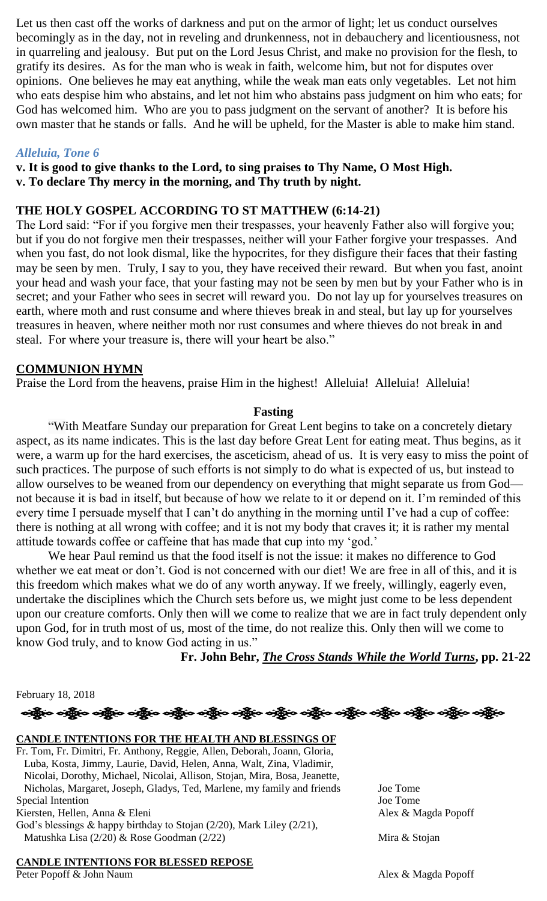Let us then cast off the works of darkness and put on the armor of light; let us conduct ourselves becomingly as in the day, not in reveling and drunkenness, not in debauchery and licentiousness, not in quarreling and jealousy. But put on the Lord Jesus Christ, and make no provision for the flesh, to gratify its desires. As for the man who is weak in faith, welcome him, but not for disputes over opinions. One believes he may eat anything, while the weak man eats only vegetables. Let not him who eats despise him who abstains, and let not him who abstains pass judgment on him who eats; for God has welcomed him. Who are you to pass judgment on the servant of another? It is before his own master that he stands or falls. And he will be upheld, for the Master is able to make him stand.

### *Alleluia, Tone 6*

**v. It is good to give thanks to the Lord, to sing praises to Thy Name, O Most High.**
**v. To declare Thy mercy in the morning, and Thy truth by night.**

### THE HOLY GOSPEL ACCORDING TO ST MATTHEW (6:14-21)

The Lord said: "For if you forgive men their trespasses, your heavenly Father also will forgive you; but if you do not forgive men their trespasses, neither will your Father forgive your trespasses. And when you fast, do not look dismal, like the hypocrites, for they disfigure their faces that their fasting may be seen by men. Truly, I say to you, they have received their reward. But when you fast, anoint your head and wash your face, that your fasting may not be seen by men but by your Father who is in secret; and your Father who sees in secret will reward you. Do not lay up for yourselves treasures on earth, where moth and rust consume and where thieves break in and steal, but lay up for yourselves treasures in heaven, where neither moth nor rust consumes and where thieves do not break in and steal. For where your treasure is, there will your heart be also."

### COMMUNION HYMN

Praise the Lord from the heavens, praise Him in the highest! Alleluia! Alleluia! Alleluia!

### Fasting

"With Meatfare Sunday our preparation for Great Lent begins to take on a concretely dietary aspect, as its name indicates. This is the last day before Great Lent for eating meat. Thus begins, as it were, a warm up for the hard exercises, the asceticism, ahead of us. It is very easy to miss the point of such practices. The purpose of such efforts is not simply to do what is expected of us, but instead to allow ourselves to be weaned from our dependency on everything that might separate us from God—not because it is bad in itself, but because of how we relate to it or depend on it. I'm reminded of this every time I persuade myself that I can't do anything in the morning until I've had a cup of coffee: there is nothing at all wrong with coffee; and it is not my body that craves it; it is rather my mental attitude towards coffee or caffeine that has made that cup into my 'god.'

We hear Paul remind us that the food itself is not the issue: it makes no difference to God whether we eat meat or don't. God is not concerned with our diet! We are free in all of this, and it is this freedom which makes what we do of any worth anyway. If we freely, willingly, eagerly even, undertake the disciplines which the Church sets before us, we might just come to be less dependent upon our creature comforts. Only then will we come to realize that we are in fact truly dependent only upon God, for in truth most of us, most of the time, do not realize this. Only then will we come to know God truly, and to know God acting in us."

**Fr. John Behr, *The Cross Stands While the World Turns*, pp. 21-22**

February 18, 2018

### CANDLE INTENTIONS FOR THE HEALTH AND BLESSINGS OF

| | |
|---|---|
| Fr. Tom, Fr. Dimitri, Fr. Anthony, Reggie, Allen, Deborah, Joann, Gloria, Luba, Kosta, Jimmy, Laurie, David, Helen, Anna, Walt, Zina, Vladimir, Nicolai, Dorothy, Michael, Nicolai, Allison, Stojan, Mira, Bosa, Jeanette, Nicholas, Margaret, Joseph, Gladys, Ted, Marlene, my family and friends | Joe Tome |
| Special Intention | Joe Tome |
| Kiersten, Hellen, Anna & Eleni | Alex & Magda Popoff |
| God's blessings & happy birthday to Stojan (2/20), Mark Liley (2/21), Matushka Lisa (2/20) & Rose Goodman (2/22) | Mira & Stojan |

### CANDLE INTENTIONS FOR BLESSED REPOSE

| | |
|---|---|
| Peter Popoff & John Naum | Alex & Magda Popoff |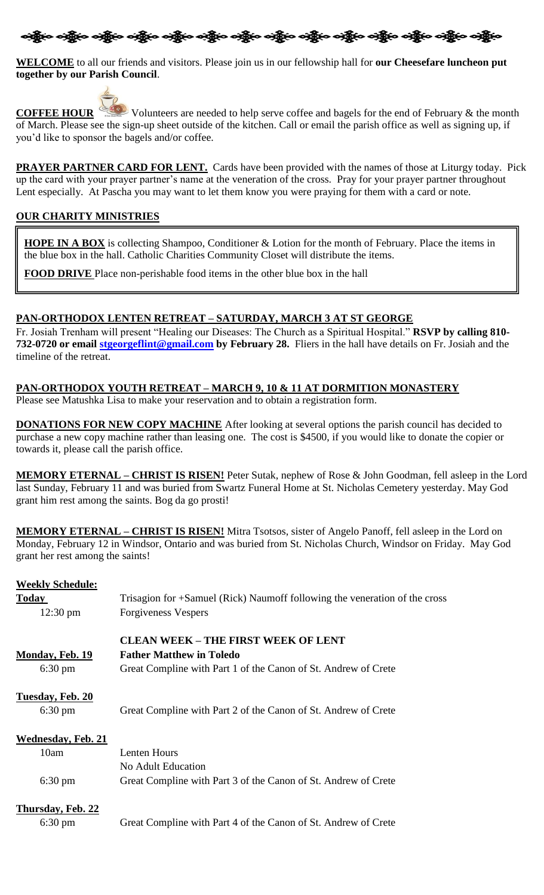**WELCOME** to all our friends and visitors. Please join us in our fellowship hall for **our Cheesefare luncheon put together by our Parish Council**.

**COFFEE HOUR** Volunteers are needed to help serve coffee and bagels for the end of February & the month of March. Please see the sign-up sheet outside of the kitchen. Call or email the parish office as well as signing up, if you'd like to sponsor the bagels and/or coffee.

**PRAYER PARTNER CARD FOR LENT.** Cards have been provided with the names of those at Liturgy today. Pick up the card with your prayer partner's name at the veneration of the cross. Pray for your prayer partner throughout Lent especially. At Pascha you may want to let them know you were praying for them with a card or note.

**OUR CHARITY MINISTRIES**

**HOPE IN A BOX** is collecting Shampoo, Conditioner & Lotion for the month of February. Place the items in the blue box in the hall. Catholic Charities Community Closet will distribute the items.

**FOOD DRIVE** Place non-perishable food items in the other blue box in the hall

**PAN-ORTHODOX LENTEN RETREAT – SATURDAY, MARCH 3 AT ST GEORGE**

Fr. Josiah Trenham will present "Healing our Diseases: The Church as a Spiritual Hospital." **RSVP by calling 810-732-0720 or email stgeorgeflint@gmail.com by February 28.** Fliers in the hall have details on Fr. Josiah and the timeline of the retreat.

**PAN-ORTHODOX YOUTH RETREAT – MARCH 9, 10 & 11 AT DORMITION MONASTERY**

Please see Matushka Lisa to make your reservation and to obtain a registration form.

**DONATIONS FOR NEW COPY MACHINE** After looking at several options the parish council has decided to purchase a new copy machine rather than leasing one. The cost is $4500, if you would like to donate the copier or towards it, please call the parish office.

**MEMORY ETERNAL – CHRIST IS RISEN!** Peter Sutak, nephew of Rose & John Goodman, fell asleep in the Lord last Sunday, February 11 and was buried from Swartz Funeral Home at St. Nicholas Cemetery yesterday. May God grant him rest among the saints. Bog da go prosti!

**MEMORY ETERNAL – CHRIST IS RISEN!** Mitra Tsotsos, sister of Angelo Panoff, fell asleep in the Lord on Monday, February 12 in Windsor, Ontario and was buried from St. Nicholas Church, Windsor on Friday. May God grant her rest among the saints!

**Weekly Schedule:**

**Today** — Trisagion for +Samuel (Rick) Naumoff following the veneration of the cross
- 12:30 pm — Forgiveness Vespers

**CLEAN WEEK – THE FIRST WEEK OF LENT**

**Monday, Feb. 19** — **Father Matthew in Toledo**
- 6:30 pm — Great Compline with Part 1 of the Canon of St. Andrew of Crete

**Tuesday, Feb. 20**
- 6:30 pm — Great Compline with Part 2 of the Canon of St. Andrew of Crete

**Wednesday, Feb. 21**
- 10am — Lenten Hours
- No Adult Education
- 6:30 pm — Great Compline with Part 3 of the Canon of St. Andrew of Crete

**Thursday, Feb. 22**
- 6:30 pm — Great Compline with Part 4 of the Canon of St. Andrew of Crete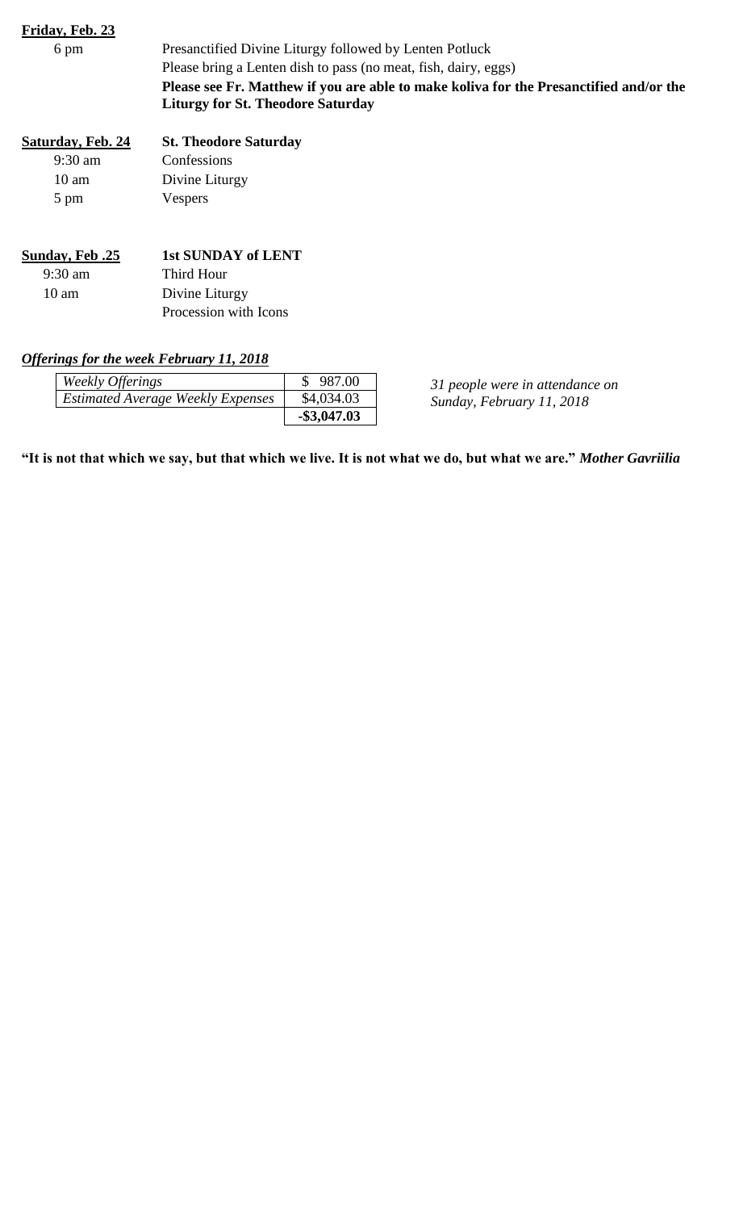**Friday, Feb. 23**

6 pm — Presanctified Divine Liturgy followed by Lenten Potluck
Please bring a Lenten dish to pass (no meat, fish, dairy, eggs)
**Please see Fr. Matthew if you are able to make koliva for the Presanctified and/or the Liturgy for St. Theodore Saturday**

**Saturday, Feb. 24** — **St. Theodore Saturday**

9:30 am — Confessions
10 am — Divine Liturgy
5 pm — Vespers

**Sunday, Feb .25** — **1st SUNDAY of LENT**

9:30 am — Third Hour
10 am — Divine Liturgy
Procession with Icons

***Offerings for the week February 11, 2018***

| | |
|---|---|
| *Weekly Offerings* | $ 987.00 |
| *Estimated Average Weekly Expenses* | $4,034.03 |
| | **-$3,047.03** |

*31 people were in attendance on Sunday, February 11, 2018*

**"It is not that which we say, but that which we live. It is not what we do, but what we are."** ***Mother Gavriilia***